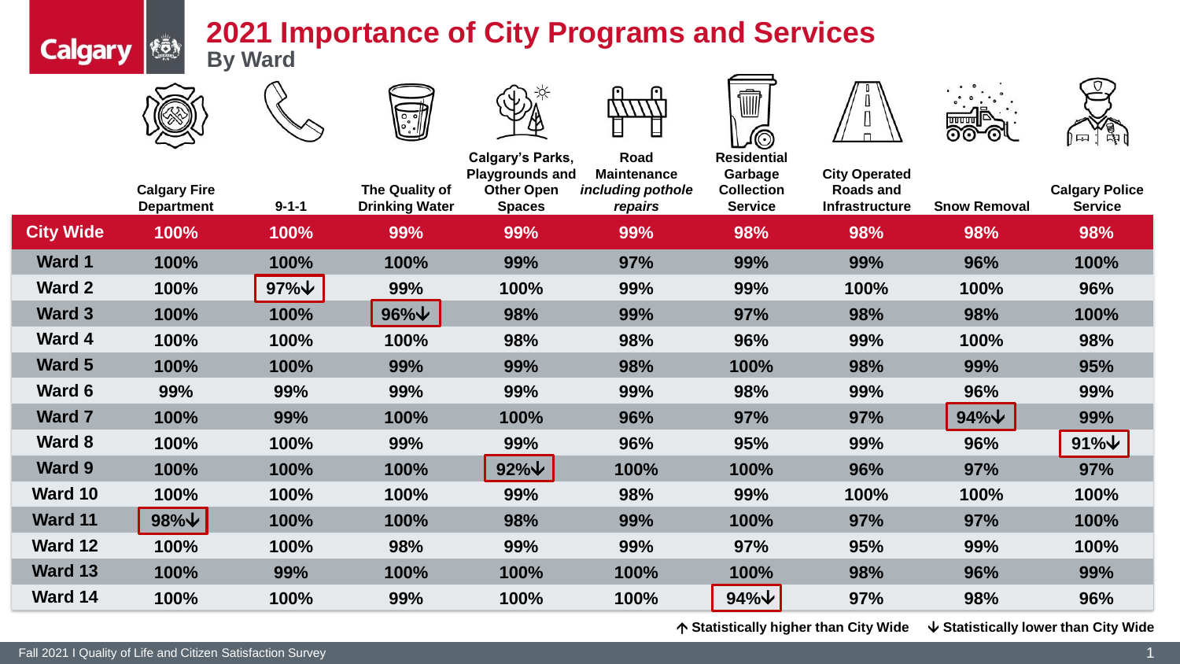# 2021 Importance of City Programs and Services

## By Ward

| | Calgary Fire Department | 9-1-1 | The Quality of Drinking Water | Calgary's Parks, Playgrounds and Other Open Spaces | Road Maintenance *including pothole repairs* | Residential Garbage Collection Service | City Operated Roads and Infrastructure | Snow Removal | Calgary Police Service |
|---|---|---|---|---|---|---|---|---|---|
| **City Wide** | 100% | 100% | 99% | 99% | 99% | 98% | 98% | 98% | 98% |
| **Ward 1** | 100% | 100% | 100% | 99% | 97% | 99% | 99% | 96% | 100% |
| **Ward 2** | 100% | 97%↓ | 99% | 100% | 99% | 99% | 100% | 100% | 96% |
| **Ward 3** | 100% | 100% | 96%↓ | 98% | 99% | 97% | 98% | 98% | 100% |
| **Ward 4** | 100% | 100% | 100% | 98% | 98% | 96% | 99% | 100% | 98% |
| **Ward 5** | 100% | 100% | 99% | 99% | 98% | 100% | 98% | 99% | 95% |
| **Ward 6** | 99% | 99% | 99% | 99% | 99% | 98% | 99% | 96% | 99% |
| **Ward 7** | 100% | 99% | 100% | 100% | 96% | 97% | 97% | 94%↓ | 99% |
| **Ward 8** | 100% | 100% | 99% | 99% | 96% | 95% | 99% | 96% | 91%↓ |
| **Ward 9** | 100% | 100% | 100% | 92%↓ | 100% | 100% | 96% | 97% | 97% |
| **Ward 10** | 100% | 100% | 100% | 99% | 98% | 99% | 100% | 100% | 100% |
| **Ward 11** | 98%↓ | 100% | 100% | 98% | 99% | 100% | 97% | 97% | 100% |
| **Ward 12** | 100% | 100% | 98% | 99% | 99% | 97% | 95% | 99% | 100% |
| **Ward 13** | 100% | 99% | 100% | 100% | 100% | 100% | 98% | 96% | 99% |
| **Ward 14** | 100% | 100% | 99% | 100% | 100% | 94%↓ | 97% | 98% | 96% |

↑ Statistically higher than City Wide ↓ Statistically lower than City Wide

Fall 2021 I Quality of Life and Citizen Satisfaction Survey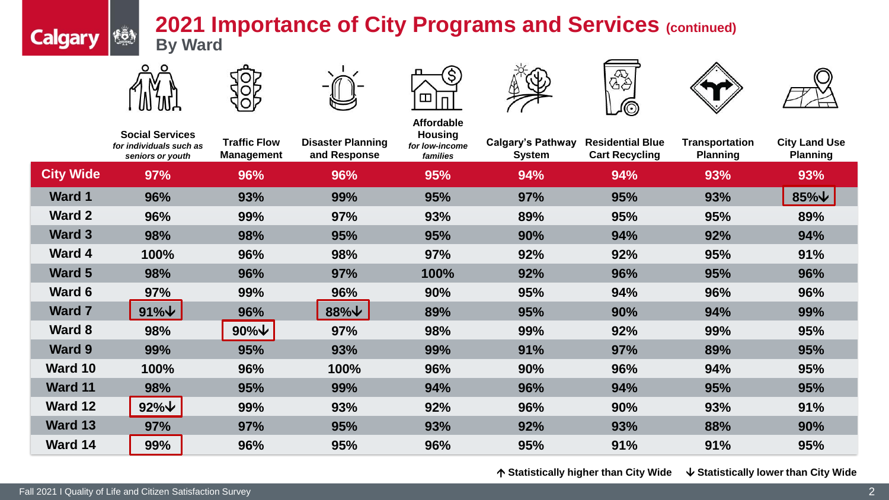# 2021 Importance of City Programs and Services (continued)

## By Ward

| | Social Services *for individuals such as seniors or youth* | Traffic Flow Management | Disaster Planning and Response | Affordable Housing *for low-income families* | Calgary's Pathway System | Residential Blue Cart Recycling | Transportation Planning | City Land Use Planning |
|---|---|---|---|---|---|---|---|---|
| **City Wide** | 97% | 96% | 96% | 95% | 94% | 94% | 93% | 93% |
| **Ward 1** | 96% | 93% | 99% | 95% | 97% | 95% | 93% | 85%↓ |
| **Ward 2** | 96% | 99% | 97% | 93% | 89% | 95% | 95% | 89% |
| **Ward 3** | 98% | 98% | 95% | 95% | 90% | 94% | 92% | 94% |
| **Ward 4** | 100% | 96% | 98% | 97% | 92% | 92% | 95% | 91% |
| **Ward 5** | 98% | 96% | 97% | 100% | 92% | 96% | 95% | 96% |
| **Ward 6** | 97% | 99% | 96% | 90% | 95% | 94% | 96% | 96% |
| **Ward 7** | 91%↓ | 96% | 88%↓ | 89% | 95% | 90% | 94% | 99% |
| **Ward 8** | 98% | 90%↓ | 97% | 98% | 99% | 92% | 99% | 95% |
| **Ward 9** | 99% | 95% | 93% | 99% | 91% | 97% | 89% | 95% |
| **Ward 10** | 100% | 96% | 100% | 96% | 90% | 96% | 94% | 95% |
| **Ward 11** | 98% | 95% | 99% | 94% | 96% | 94% | 95% | 95% |
| **Ward 12** | 92%↓ | 99% | 93% | 92% | 96% | 90% | 93% | 91% |
| **Ward 13** | 97% | 97% | 95% | 93% | 92% | 93% | 88% | 90% |
| **Ward 14** | 99% | 96% | 95% | 96% | 95% | 91% | 91% | 95% |

↑ Statistically higher than City Wide ↓ Statistically lower than City Wide

Fall 2021 I Quality of Life and Citizen Satisfaction Survey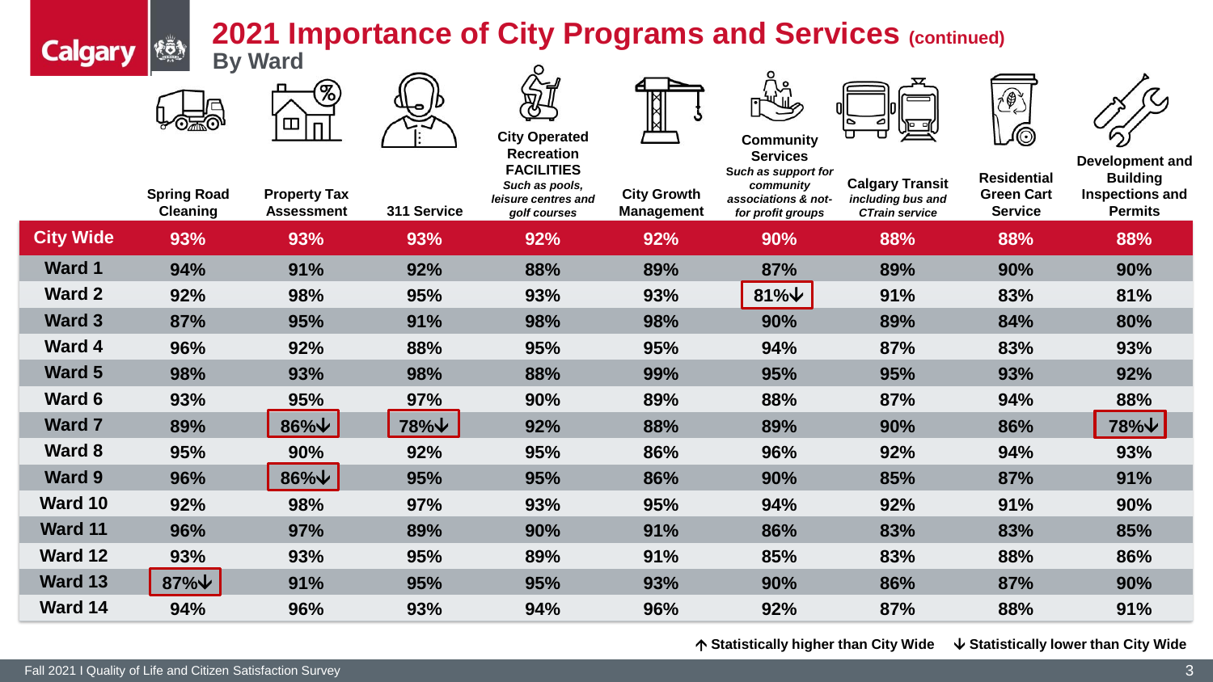# 2021 Importance of City Programs and Services (continued)

## By Ward

| | Spring Road Cleaning | Property Tax Assessment | 311 Service | City Operated Recreation FACILITIES *Such as pools, leisure centres and golf courses* | City Growth Management | Community Services *Such as support for community associations & not-for profit groups* | Calgary Transit *including bus and CTrain service* | Residential Green Cart Service | Development and Building Inspections and Permits |
|---|---|---|---|---|---|---|---|---|---|
| **City Wide** | 93% | 93% | 93% | 92% | 92% | 90% | 88% | 88% | 88% |
| **Ward 1** | 94% | 91% | 92% | 88% | 89% | 87% | 89% | 90% | 90% |
| **Ward 2** | 92% | 98% | 95% | 93% | 93% | 81%↓ | 91% | 83% | 81% |
| **Ward 3** | 87% | 95% | 91% | 98% | 98% | 90% | 89% | 84% | 80% |
| **Ward 4** | 96% | 92% | 88% | 95% | 95% | 94% | 87% | 83% | 93% |
| **Ward 5** | 98% | 93% | 98% | 88% | 99% | 95% | 95% | 93% | 92% |
| **Ward 6** | 93% | 95% | 97% | 90% | 89% | 88% | 87% | 94% | 88% |
| **Ward 7** | 89% | 86%↓ | 78%↓ | 92% | 88% | 89% | 90% | 86% | 78%↓ |
| **Ward 8** | 95% | 90% | 92% | 95% | 86% | 96% | 92% | 94% | 93% |
| **Ward 9** | 96% | 86%↓ | 95% | 95% | 86% | 90% | 85% | 87% | 91% |
| **Ward 10** | 92% | 98% | 97% | 93% | 95% | 94% | 92% | 91% | 90% |
| **Ward 11** | 96% | 97% | 89% | 90% | 91% | 86% | 83% | 83% | 85% |
| **Ward 12** | 93% | 93% | 95% | 89% | 91% | 85% | 83% | 88% | 86% |
| **Ward 13** | 87%↓ | 91% | 95% | 95% | 93% | 90% | 86% | 87% | 90% |
| **Ward 14** | 94% | 96% | 93% | 94% | 96% | 92% | 87% | 88% | 91% |

↑ Statistically higher than City Wide  ↓ Statistically lower than City Wide

Fall 2021 I Quality of Life and Citizen Satisfaction Survey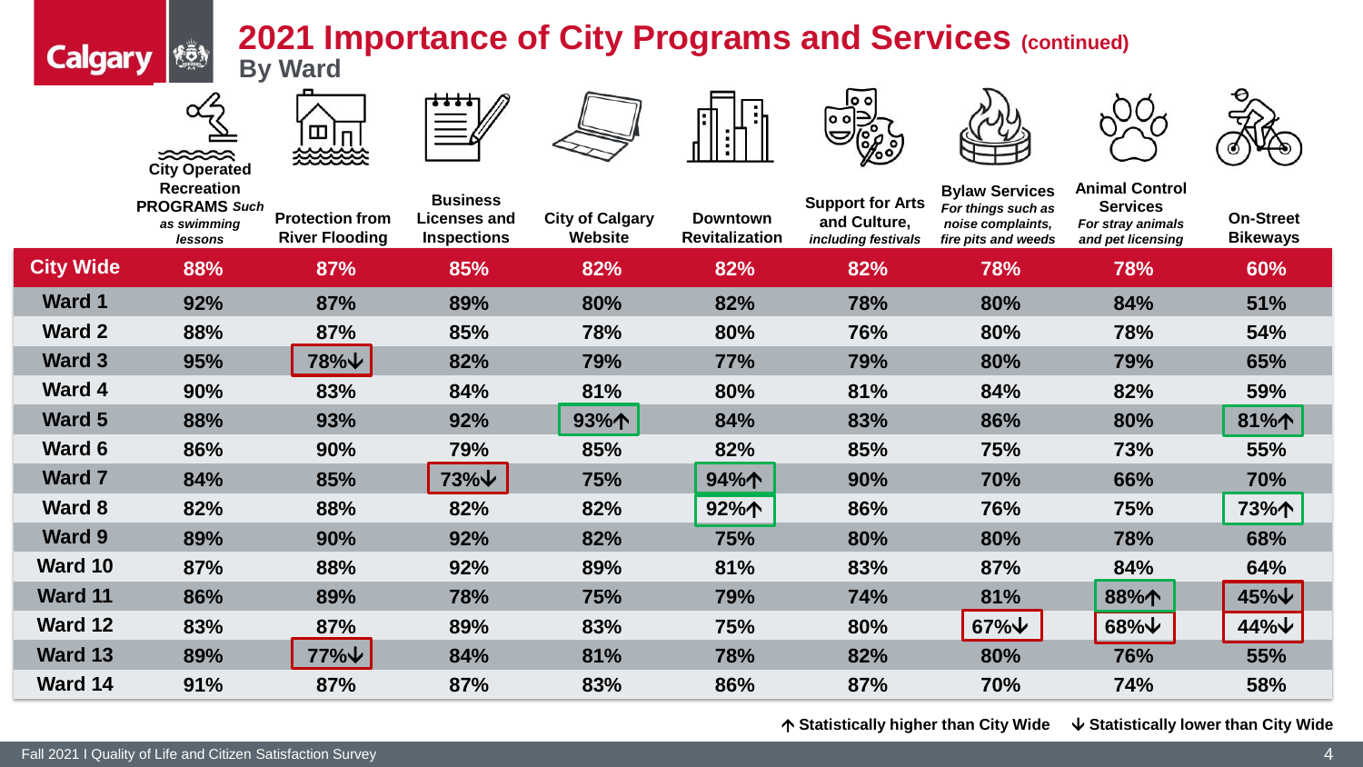# 2021 Importance of City Programs and Services (continued)

## By Ward

| | City Operated Recreation PROGRAMS *Such as swimming lessons* | Protection from River Flooding | Business Licenses and Inspections | City of Calgary Website | Downtown Revitalization | Support for Arts and Culture, *including festivals* | Bylaw Services *For things such as noise complaints, fire pits and weeds* | Animal Control Services *For stray animals and pet licensing* | On-Street Bikeways |
|---|---|---|---|---|---|---|---|---|---|
| **City Wide** | **88%** | **87%** | **85%** | **82%** | **82%** | **82%** | **78%** | **78%** | **60%** |
| **Ward 1** | 92% | 87% | 89% | 80% | 82% | 78% | 80% | 84% | 51% |
| **Ward 2** | 88% | 87% | 85% | 78% | 80% | 76% | 80% | 78% | 54% |
| **Ward 3** | 95% | 78%↓ | 82% | 79% | 77% | 79% | 80% | 79% | 65% |
| **Ward 4** | 90% | 83% | 84% | 81% | 80% | 81% | 84% | 82% | 59% |
| **Ward 5** | 88% | 93% | 92% | 93%↑ | 84% | 83% | 86% | 80% | 81%↑ |
| **Ward 6** | 86% | 90% | 79% | 85% | 82% | 85% | 75% | 73% | 55% |
| **Ward 7** | 84% | 85% | 73%↓ | 75% | 94%↑ | 90% | 70% | 66% | 70% |
| **Ward 8** | 82% | 88% | 82% | 82% | 92%↑ | 86% | 76% | 75% | 73%↑ |
| **Ward 9** | 89% | 90% | 92% | 82% | 75% | 80% | 80% | 78% | 68% |
| **Ward 10** | 87% | 88% | 92% | 89% | 81% | 83% | 87% | 84% | 64% |
| **Ward 11** | 86% | 89% | 78% | 75% | 79% | 74% | 81% | 88%↑ | 45%↓ |
| **Ward 12** | 83% | 87% | 89% | 83% | 75% | 80% | 67%↓ | 68%↓ | 44%↓ |
| **Ward 13** | 89% | 77%↓ | 84% | 81% | 78% | 82% | 80% | 76% | 55% |
| **Ward 14** | 91% | 87% | 87% | 83% | 86% | 87% | 70% | 74% | 58% |

↑ Statistically higher than City Wide ↓ Statistically lower than City Wide

Fall 2021 I Quality of Life and Citizen Satisfaction Survey